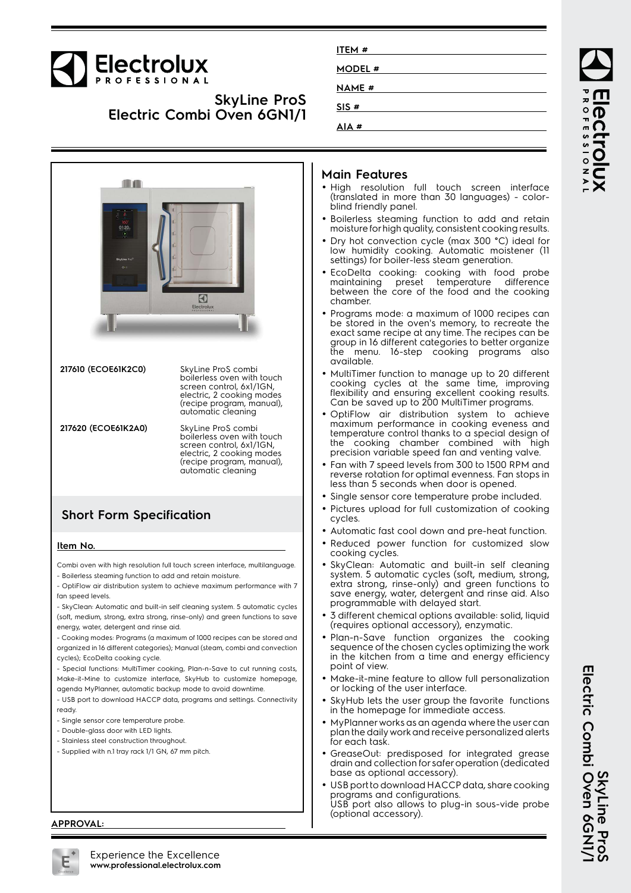# Electrolux PROFESSIONAL

## SkyLine ProS Electric Combi Oven 6GN1/1

**ITEM #** 

**MODEL #** 

**NAME #** 

**SIS #** 

**AIA #** 

| | |
|---|---|
| **217610 (ECOE61K2C0)** | SkyLine ProS combi boilerless oven with touch screen control, 6x1/1GN, electric, 2 cooking modes (recipe program, manual), automatic cleaning |
| **217620 (ECOE61K2A0)** | SkyLine ProS combi boilerless oven with touch screen control, 6x1/1GN, electric, 2 cooking modes (recipe program, manual), automatic cleaning |

## Short Form Specification

**Item No.**

Combi oven with high resolution full touch screen interface, multilanguage.
- Boilerless steaming function to add and retain moisture.
- OptiFlow air distribution system to achieve maximum performance with 7 fan speed levels.
- SkyClean: Automatic and built-in self cleaning system. 5 automatic cycles (soft, medium, strong, extra strong, rinse-only) and green functions to save energy, water, detergent and rinse aid.
- Cooking modes: Programs (a maximum of 1000 recipes can be stored and organized in 16 different categories); Manual (steam, combi and convection cycles); EcoDelta cooking cycle.
- Special functions: MultiTimer cooking, Plan-n-Save to cut running costs, Make-it-Mine to customize interface, SkyHub to customize homepage, agenda MyPlanner, automatic backup mode to avoid downtime.
- USB port to download HACCP data, programs and settings. Connectivity ready.
- Single sensor core temperature probe.
- Double-glass door with LED lights.
- Stainless steel construction throughout.
- Supplied with n.1 tray rack 1/1 GN, 67 mm pitch.

**APPROVAL:**

## Main Features

- High resolution full touch screen interface (translated in more than 30 languages) - color-blind friendly panel.
- Boilerless steaming function to add and retain moisture for high quality, consistent cooking results.
- Dry hot convection cycle (max 300 °C) ideal for low humidity cooking. Automatic moistener (11 settings) for boiler-less steam generation.
- EcoDelta cooking: cooking with food probe maintaining preset temperature difference between the core of the food and the cooking chamber.
- Programs mode: a maximum of 1000 recipes can be stored in the oven's memory, to recreate the exact same recipe at any time. The recipes can be group in 16 different categories to better organize the menu. 16-step cooking programs also available.
- MultiTimer function to manage up to 20 different cooking cycles at the same time, improving flexibility and ensuring excellent cooking results. Can be saved up to 200 MultiTimer programs.
- OptiFlow air distribution system to achieve maximum performance in cooking eveness and temperature control thanks to a special design of the cooking chamber combined with high precision variable speed fan and venting valve.
- Fan with 7 speed levels from 300 to 1500 RPM and reverse rotation for optimal evenness. Fan stops in less than 5 seconds when door is opened.
- Single sensor core temperature probe included.
- Pictures upload for full customization of cooking cycles.
- Automatic fast cool down and pre-heat function.
- Reduced power function for customized slow cooking cycles.
- SkyClean: Automatic and built-in self cleaning system. 5 automatic cycles (soft, medium, strong, extra strong, rinse-only) and green functions to save energy, water, detergent and rinse aid. Also programmable with delayed start.
- 3 different chemical options available: solid, liquid (requires optional accessory), enzymatic.
- Plan-n-Save function organizes the cooking sequence of the chosen cycles optimizing the work in the kitchen from a time and energy efficiency point of view.
- Make-it-mine feature to allow full personalization or locking of the user interface.
- SkyHub lets the user group the favorite functions in the homepage for immediate access.
- MyPlanner works as an agenda where the user can plan the daily work and receive personalized alerts for each task.
- GreaseOut: predisposed for integrated grease drain and collection for safer operation (dedicated base as optional accessory).
- USB port to download HACCP data, share cooking programs and configurations.
  USB port also allows to plug-in sous-vide probe (optional accessory).

Experience the Excellence
**www.professional.electrolux.com**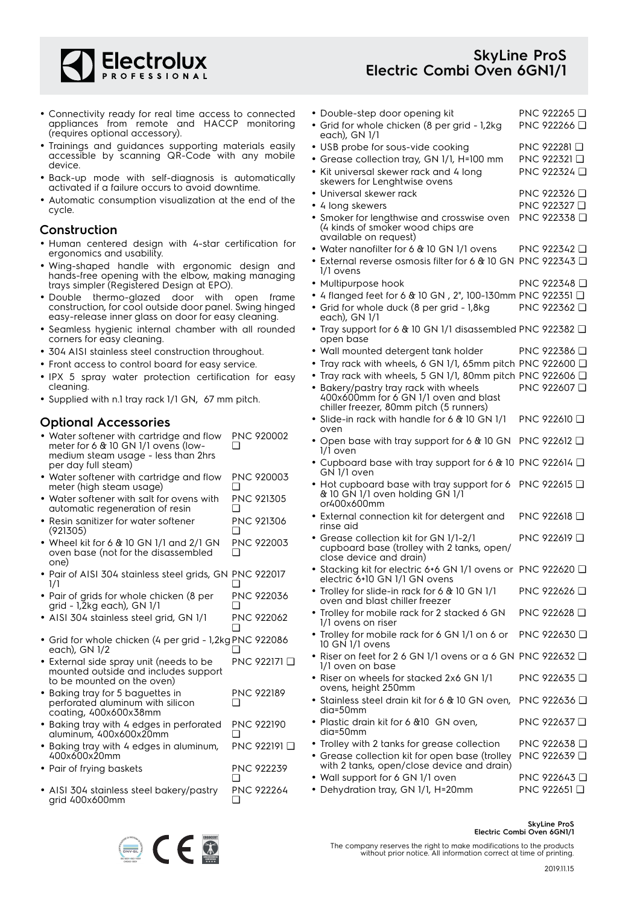- Connectivity ready for real time access to connected appliances from remote and HACCP monitoring (requires optional accessory).
- Trainings and guidances supporting materials easily accessible by scanning QR-Code with any mobile device.
- Back-up mode with self-diagnosis is automatically activated if a failure occurs to avoid downtime.
- Automatic consumption visualization at the end of the cycle.

## Construction

- Human centered design with 4-star certification for ergonomics and usability.
- Wing-shaped handle with ergonomic design and hands-free opening with the elbow, making managing trays simpler (Registered Design at EPO).
- Double thermo-glazed door with open frame construction, for cool outside door panel. Swing hinged easy-release inner glass on door for easy cleaning.
- Seamless hygienic internal chamber with all rounded corners for easy cleaning.
- 304 AISI stainless steel construction throughout.
- Front access to control board for easy service.
- IPX 5 spray water protection certification for easy cleaning.
- Supplied with n.1 tray rack 1/1 GN, 67 mm pitch.

## Optional Accessories

- Water softener with cartridge and flow meter for 6 & 10 GN 1/1 ovens (low-medium steam usage - less than 2hrs per day full steam) PNC 920002 ❑
- Water softener with cartridge and flow meter (high steam usage) PNC 920003 ❑
- Water softener with salt for ovens with automatic regeneration of resin PNC 921305 ❑
- Resin sanitizer for water softener (921305) PNC 921306 ❑
- Wheel kit for 6 & 10 GN 1/1 and 2/1 GN oven base (not for the disassembled one) PNC 922003 ❑
- Pair of AISI 304 stainless steel grids, GN 1/1 PNC 922017 ❑
- Pair of grids for whole chicken (8 per grid - 1,2kg each), GN 1/1 PNC 922036 ❑
- AISI 304 stainless steel grid, GN 1/1 PNC 922062 ❑
- Grid for whole chicken (4 per grid - 1,2kg each), GN 1/2 PNC 922086 ❑
- External side spray unit (needs to be mounted outside and includes support to be mounted on the oven) PNC 922171 ❑
- Baking tray for 5 baguettes in perforated aluminum with silicon coating, 400x600x38mm PNC 922189 ❑
- Baking tray with 4 edges in perforated aluminum, 400x600x20mm PNC 922190 ❑
- Baking tray with 4 edges in aluminum, 400x600x20mm PNC 922191 ❑
- Pair of frying baskets PNC 922239 ❑
- AISI 304 stainless steel bakery/pastry grid 400x600mm PNC 922264 ❑
- Double-step door opening kit PNC 922265 ❑
- Grid for whole chicken (8 per grid - 1,2kg each), GN 1/1 PNC 922266 ❑
- USB probe for sous-vide cooking PNC 922281 ❑
- Grease collection tray, GN 1/1, H=100 mm PNC 922321 ❑
- Kit universal skewer rack and 4 long skewers for Lenghtwise ovens PNC 922324 ❑
- Universal skewer rack PNC 922326 ❑
- 4 long skewers PNC 922327 ❑
- Smoker for lengthwise and crosswise oven (4 kinds of smoker wood chips are available on request) PNC 922338 ❑
- Water nanofilter for 6 & 10 GN 1/1 ovens PNC 922342 ❑
- External reverse osmosis filter for 6 & 10 GN 1/1 ovens PNC 922343 ❑
- Multipurpose hook PNC 922348 ❑
- 4 flanged feet for 6 & 10 GN , 2", 100-130mm PNC 922351 ❑
- Grid for whole duck (8 per grid - 1,8kg each), GN 1/1 PNC 922362 ❑
- Tray support for 6 & 10 GN 1/1 disassembled open base PNC 922382 ❑
- Wall mounted detergent tank holder PNC 922386 ❑
- Tray rack with wheels, 6 GN 1/1, 65mm pitch PNC 922600 ❑
- Tray rack with wheels, 5 GN 1/1, 80mm pitch PNC 922606 ❑
- Bakery/pastry tray rack with wheels 400x600mm for 6 GN 1/1 oven and blast chiller freezer, 80mm pitch (5 runners) PNC 922607 ❑
- Slide-in rack with handle for 6 & 10 GN 1/1 oven PNC 922610 ❑
- Open base with tray support for 6 & 10 GN 1/1 oven PNC 922612 ❑
- Cupboard base with tray support for 6 & 10 GN 1/1 oven PNC 922614 ❑
- Hot cupboard base with tray support for 6 & 10 GN 1/1 oven holding GN 1/1 or400x600mm PNC 922615 ❑
- External connection kit for detergent and rinse aid PNC 922618 ❑
- Grease collection kit for GN 1/1-2/1 cupboard base (trolley with 2 tanks, open/close device and drain) PNC 922619 ❑
- Stacking kit for electric 6+6 GN 1/1 ovens or electric 6+10 GN 1/1 GN ovens PNC 922620 ❑
- Trolley for slide-in rack for 6 & 10 GN 1/1 oven and blast chiller freezer PNC 922626 ❑
- Trolley for mobile rack for 2 stacked 6 GN 1/1 ovens on riser PNC 922628 ❑
- Trolley for mobile rack for 6 GN 1/1 on 6 or 10 GN 1/1 ovens PNC 922630 ❑
- Riser on feet for 2 6 GN 1/1 ovens or a 6 GN 1/1 oven on base PNC 922632 ❑
- Riser on wheels for stacked 2x6 GN 1/1 ovens, height 250mm PNC 922635 ❑
- Stainless steel drain kit for 6 & 10 GN oven, dia=50mm PNC 922636 ❑
- Plastic drain kit for 6 &10 GN oven, dia=50mm PNC 922637 ❑
- Trolley with 2 tanks for grease collection PNC 922638 ❑
- Grease collection kit for open base (trolley with 2 tanks, open/close device and drain) PNC 922639 ❑
- Wall support for 6 GN 1/1 oven PNC 922643 ❑
- Dehydration tray, GN 1/1, H=20mm PNC 922651 ❑

The company reserves the right to make modifications to the products without prior notice. All information correct at time of printing.

2019.11.15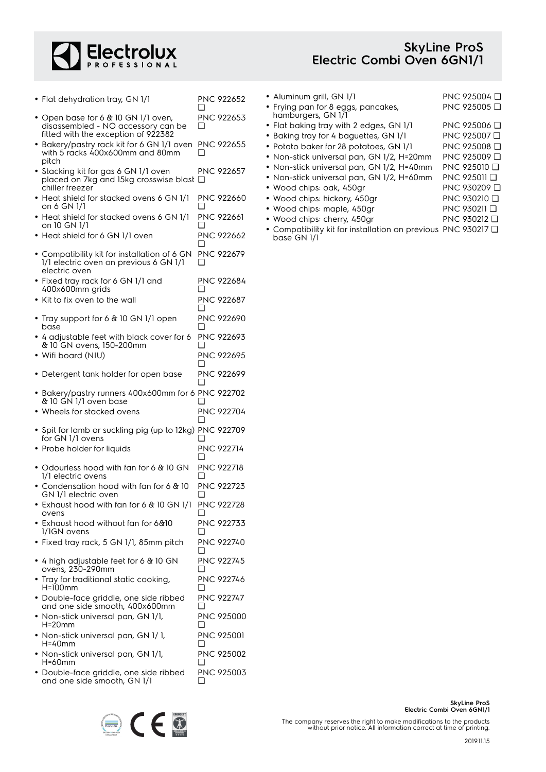- Flat dehydration tray, GN 1/1 PNC 922652 ❑
- Open base for 6 & 10 GN 1/1 oven, disassembled - NO accessory can be fitted with the exception of 922382 PNC 922653 ❑
- Bakery/pastry rack kit for 6 GN 1/1 oven with 5 racks 400x600mm and 80mm pitch PNC 922655 ❑
- Stacking kit for gas 6 GN 1/1 oven placed on 7kg and 15kg crosswise blast chiller freezer PNC 922657 ❑
- Heat shield for stacked ovens 6 GN 1/1 on 6 GN 1/1 PNC 922660 ❑
- Heat shield for stacked ovens 6 GN 1/1 on 10 GN 1/1 PNC 922661 ❑
- Heat shield for 6 GN 1/1 oven PNC 922662 ❑
- Compatibility kit for installation of 6 GN 1/1 electric oven on previous 6 GN 1/1 electric oven PNC 922679 ❑
- Fixed tray rack for 6 GN 1/1 and 400x600mm grids PNC 922684 ❑
- Kit to fix oven to the wall PNC 922687 ❑
- Tray support for 6 & 10 GN 1/1 open base PNC 922690 ❑
- 4 adjustable feet with black cover for 6 & 10 GN ovens, 150-200mm PNC 922693 ❑
- Wifi board (NIU) PNC 922695 ❑
- Detergent tank holder for open base PNC 922699 ❑
- Bakery/pastry runners 400x600mm for 6 & 10 GN 1/1 oven base PNC 922702 ❑
- Wheels for stacked ovens PNC 922704 ❑
- Spit for lamb or suckling pig (up to 12kg) for GN 1/1 ovens PNC 922709 ❑
- Probe holder for liquids PNC 922714 ❑
- Odourless hood with fan for 6 & 10 GN 1/1 electric ovens PNC 922718 ❑
- Condensation hood with fan for 6 & 10 GN 1/1 electric oven PNC 922723 ❑
- Exhaust hood with fan for 6 & 10 GN 1/1 ovens PNC 922728 ❑
- Exhaust hood without fan for 6&10 1/1GN ovens PNC 922733 ❑
- Fixed tray rack, 5 GN 1/1, 85mm pitch PNC 922740 ❑
- 4 high adjustable feet for 6 & 10 GN ovens, 230-290mm PNC 922745 ❑
- Tray for traditional static cooking, H=100mm PNC 922746 ❑
- Double-face griddle, one side ribbed and one side smooth, 400x600mm PNC 922747 ❑
- Non-stick universal pan, GN 1/1, H=20mm PNC 925000 ❑
- Non-stick universal pan, GN 1/ 1, H=40mm PNC 925001 ❑
- Non-stick universal pan, GN 1/1, H=60mm PNC 925002 ❑
- Double-face griddle, one side ribbed and one side smooth, GN 1/1 PNC 925003 ❑
- Aluminum grill, GN 1/1 PNC 925004 ❑
- Frying pan for 8 eggs, pancakes, hamburgers, GN 1/1 PNC 925005 ❑
- Flat baking tray with 2 edges, GN 1/1 PNC 925006 ❑
- Baking tray for 4 baguettes, GN 1/1 PNC 925007 ❑
- Potato baker for 28 potatoes, GN 1/1 PNC 925008 ❑
- Non-stick universal pan, GN 1/2, H=20mm PNC 925009 ❑
- Non-stick universal pan, GN 1/2, H=40mm PNC 925010 ❑
- Non-stick universal pan, GN 1/2, H=60mm PNC 925011 ❑
- Wood chips: oak, 450gr PNC 930209 ❑
- Wood chips: hickory, 450gr PNC 930210 ❑
- Wood chips: maple, 450gr PNC 930211 ❑
- Wood chips: cherry, 450gr PNC 930212 ❑
- Compatibility kit for installation on previous base GN 1/1 PNC 930217 ❑

The company reserves the right to make modifications to the products without prior notice. All information correct at time of printing.

2019.11.15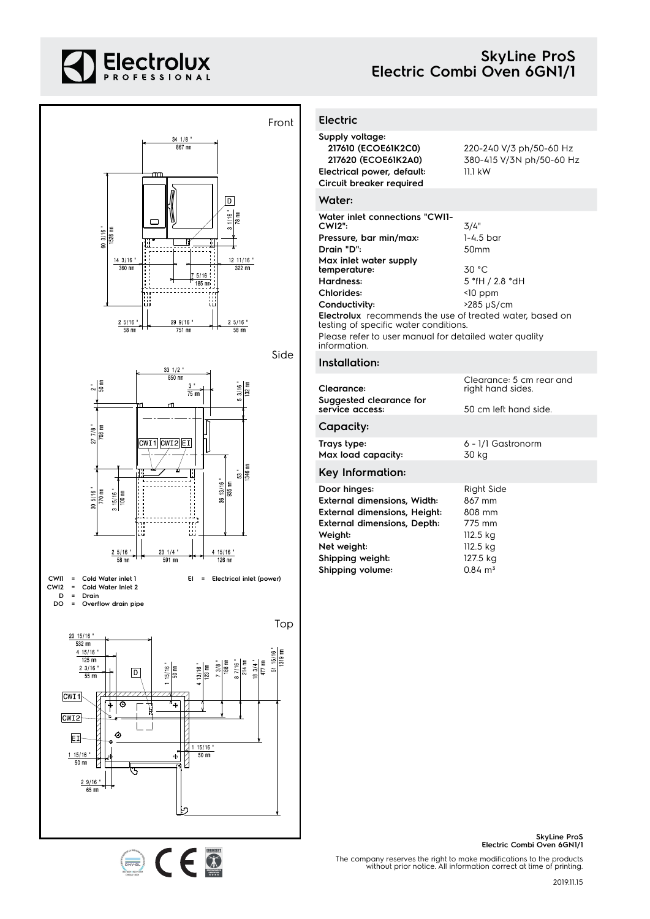# SkyLine ProS Electric Combi Oven 6GN1/1

Front

34 1/8 "
867 mm

D

3 1/16 "
78 mm

60 3/16 "
1528 mm

14 3/16 "
360 mm

12 11/16 "
322 mm

7 5/16 "
185 mm

2 5/16 "
58 mm

29 9/16 "
751 mm

2 5/16 "
58 mm

Side

33 1/2 "
850 mm

3 "
75 mm

5 3/16 "
132 mm

2 "
50 mm

27 7/8 "
708 mm

CWI1 CWI2 EI

53 "
1346 mm

36 13/16 "
935 mm

30 5/16 "
770 mm

3 15/16 "
100 mm

2 5/16 "
58 mm

23 1/4 "
591 mm

4 15/16 "
126 mm

CWI1 = Cold Water inlet 1
CWI2 = Cold Water Inlet 2
D = Drain
DO = Overflow drain pipe
EI = Electrical inlet (power)

Top

20 15/16 "
532 mm

4 15/16 "
125 mm

2 3/16 "
55 mm

D

1 15/16 "
50 mm

4 13/16 "
123 mm

7 3/8 "
188 mm

8 7/16 "
214 mm

18 3/4 "
477 mm

51 15/16 "
1319 mm

CWI1

CWI2

EI

1 15/16 "
50 mm

1 15/16 "
50 mm

2 9/16 "
65 mm

## Electric

| | |
|---|---|
| **Supply voltage:** | |
| **217610 (ECOE61K2C0)** | 220-240 V/3 ph/50-60 Hz |
| **217620 (ECOE61K2A0)** | 380-415 V/3N ph/50-60 Hz |
| **Electrical power, default:** | 11.1 kW |
| **Circuit breaker required** | |

## Water:

| | |
|---|---|
| **Water inlet connections "CWI1-CWI2":** | 3/4" |
| **Pressure, bar min/max:** | 1-4.5 bar |
| **Drain "D":** | 50mm |
| **Max inlet water supply temperature:** | 30 °C |
| **Hardness:** | 5 °fH / 2.8 °dH |
| **Chlorides:** | <10 ppm |
| **Conductivity:** | >285 µS/cm |

**Electrolux** recommends the use of treated water, based on testing of specific water conditions.

Please refer to user manual for detailed water quality information.

## Installation:

| | |
|---|---|
| **Clearance:** | Clearance: 5 cm rear and right hand sides. |
| **Suggested clearance for service access:** | 50 cm left hand side. |

## Capacity:

| | |
|---|---|
| **Trays type:** | 6 - 1/1 Gastronorm |
| **Max load capacity:** | 30 kg |

## Key Information:

| | |
|---|---|
| **Door hinges:** | Right Side |
| **External dimensions, Width:** | 867 mm |
| **External dimensions, Height:** | 808 mm |
| **External dimensions, Depth:** | 775 mm |
| **Weight:** | 112.5 kg |
| **Net weight:** | 112.5 kg |
| **Shipping weight:** | 127.5 kg |
| **Shipping volume:** | 0.84 m³ |

The company reserves the right to make modifications to the products without prior notice. All information correct at time of printing.

2019.11.15